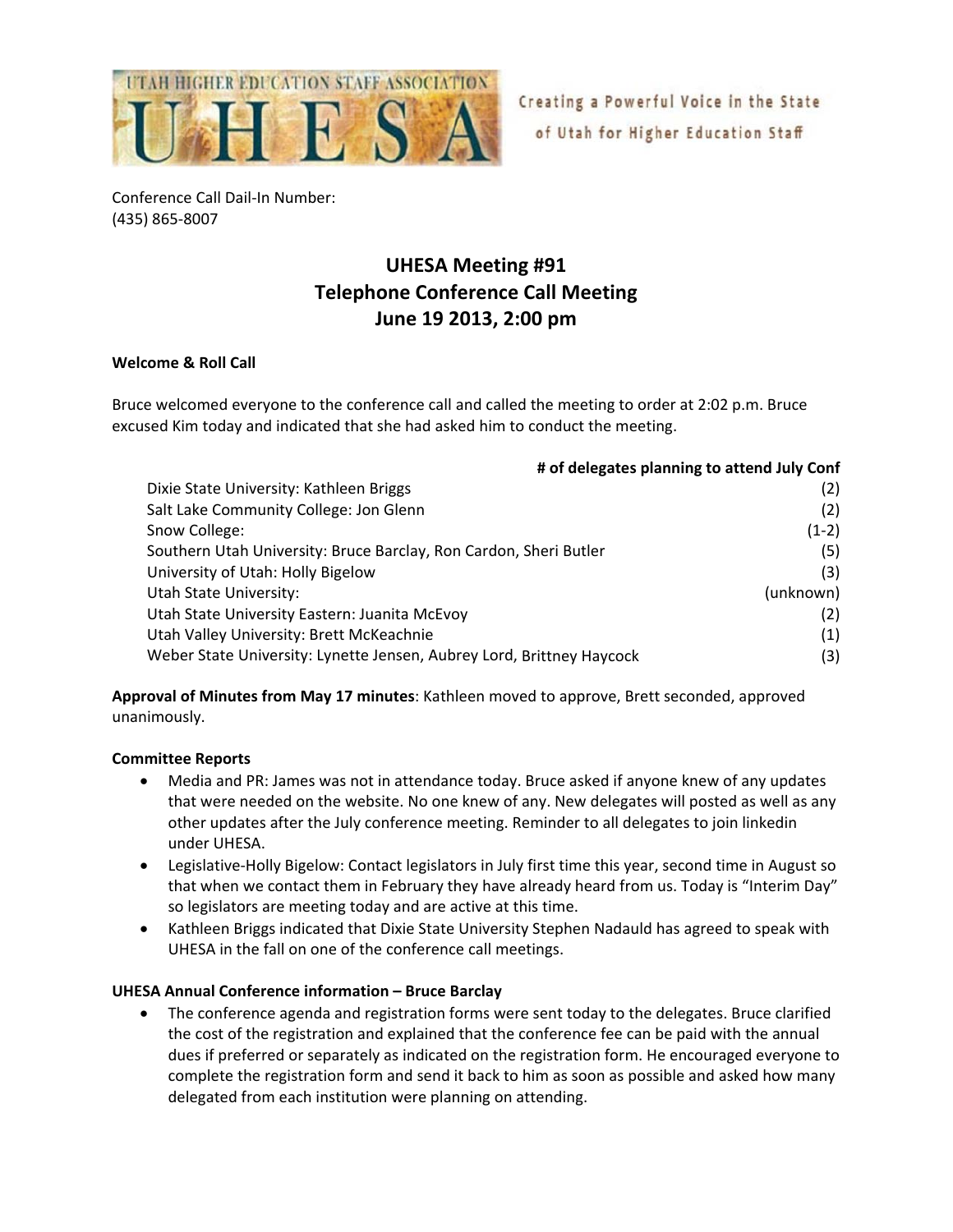UTAH HIGHER EDUCATION STAFF ASSOCIATION

UHESA

Creating a Powerful Voice in the State of Utah for Higher Education Staff

Conference Call Dail-In Number:
(435) 865-8007

# UHESA Meeting #91
## Telephone Conference Call Meeting
## June 19 2013, 2:00 pm

**Welcome & Roll Call**

Bruce welcomed everyone to the conference call and called the meeting to order at 2:02 p.m. Bruce excused Kim today and indicated that she had asked him to conduct the meeting.

| | **# of delegates planning to attend July Conf** |
|---|---|
| Dixie State University: Kathleen Briggs | (2) |
| Salt Lake Community College: Jon Glenn | (2) |
| Snow College: | (1-2) |
| Southern Utah University: Bruce Barclay, Ron Cardon, Sheri Butler | (5) |
| University of Utah: Holly Bigelow | (3) |
| Utah State University: | (unknown) |
| Utah State University Eastern: Juanita McEvoy | (2) |
| Utah Valley University: Brett McKeachnie | (1) |
| Weber State University: Lynette Jensen, Aubrey Lord, Brittney Haycock | (3) |

**Approval of Minutes from May 17 minutes**: Kathleen moved to approve, Brett seconded, approved unanimously.

**Committee Reports**

- Media and PR: James was not in attendance today. Bruce asked if anyone knew of any updates that were needed on the website. No one knew of any. New delegates will posted as well as any other updates after the July conference meeting. Reminder to all delegates to join linkedin under UHESA.
- Legislative-Holly Bigelow: Contact legislators in July first time this year, second time in August so that when we contact them in February they have already heard from us. Today is "Interim Day" so legislators are meeting today and are active at this time.
- Kathleen Briggs indicated that Dixie State University Stephen Nadauld has agreed to speak with UHESA in the fall on one of the conference call meetings.

**UHESA Annual Conference information – Bruce Barclay**

- The conference agenda and registration forms were sent today to the delegates. Bruce clarified the cost of the registration and explained that the conference fee can be paid with the annual dues if preferred or separately as indicated on the registration form. He encouraged everyone to complete the registration form and send it back to him as soon as possible and asked how many delegated from each institution were planning on attending.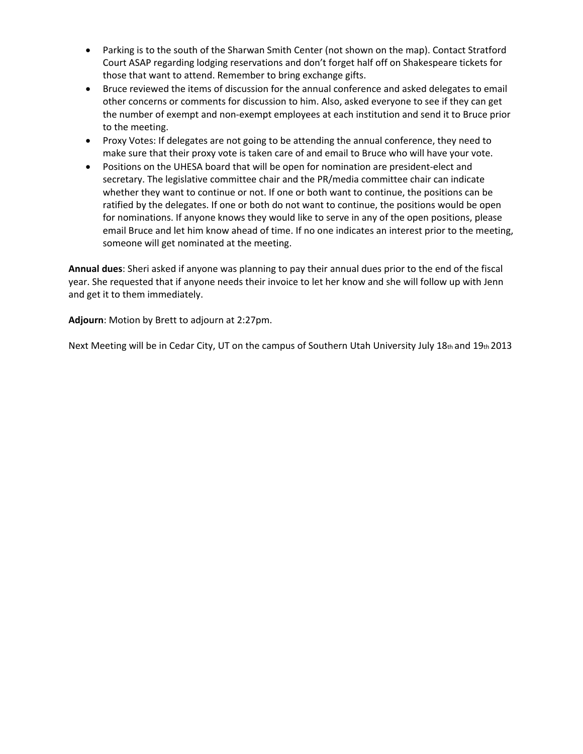- Parking is to the south of the Sharwan Smith Center (not shown on the map). Contact Stratford Court ASAP regarding lodging reservations and don't forget half off on Shakespeare tickets for those that want to attend. Remember to bring exchange gifts.
- Bruce reviewed the items of discussion for the annual conference and asked delegates to email other concerns or comments for discussion to him. Also, asked everyone to see if they can get the number of exempt and non-exempt employees at each institution and send it to Bruce prior to the meeting.
- Proxy Votes: If delegates are not going to be attending the annual conference, they need to make sure that their proxy vote is taken care of and email to Bruce who will have your vote.
- Positions on the UHESA board that will be open for nomination are president-elect and secretary. The legislative committee chair and the PR/media committee chair can indicate whether they want to continue or not. If one or both want to continue, the positions can be ratified by the delegates. If one or both do not want to continue, the positions would be open for nominations. If anyone knows they would like to serve in any of the open positions, please email Bruce and let him know ahead of time. If no one indicates an interest prior to the meeting, someone will get nominated at the meeting.

**Annual dues**: Sheri asked if anyone was planning to pay their annual dues prior to the end of the fiscal year. She requested that if anyone needs their invoice to let her know and she will follow up with Jenn and get it to them immediately.

**Adjourn**: Motion by Brett to adjourn at 2:27pm.

Next Meeting will be in Cedar City, UT on the campus of Southern Utah University July 18th and 19th 2013